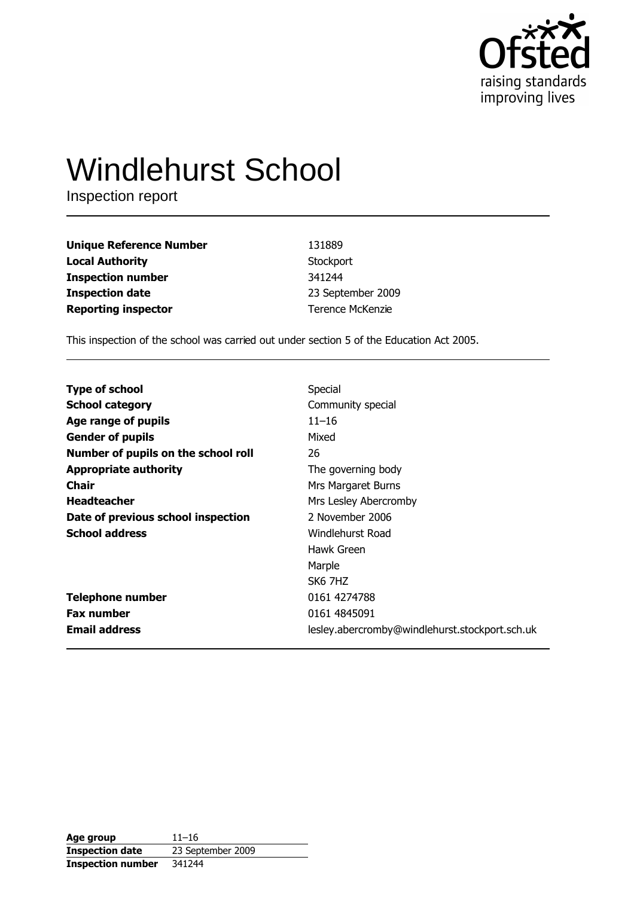# Windlehurst School

Inspection report

| | |
|---|---|
| **Unique Reference Number** | 131889 |
| **Local Authority** | Stockport |
| **Inspection number** | 341244 |
| **Inspection date** | 23 September 2009 |
| **Reporting inspector** | Terence McKenzie |

This inspection of the school was carried out under section 5 of the Education Act 2005.

| | |
|---|---|
| **Type of school** | Special |
| **School category** | Community special |
| **Age range of pupils** | 11–16 |
| **Gender of pupils** | Mixed |
| **Number of pupils on the school roll** | 26 |
| **Appropriate authority** | The governing body |
| **Chair** | Mrs Margaret Burns |
| **Headteacher** | Mrs Lesley Abercromby |
| **Date of previous school inspection** | 2 November 2006 |
| **School address** | Windlehurst Road<br>Hawk Green<br>Marple<br>SK6 7HZ |
| **Telephone number** | 0161 4274788 |
| **Fax number** | 0161 4845091 |
| **Email address** | lesley.abercromby@windlehurst.stockport.sch.uk |

| | |
|---|---|
| **Age group** | 11–16 |
| **Inspection date** | 23 September 2009 |
| **Inspection number** | 341244 |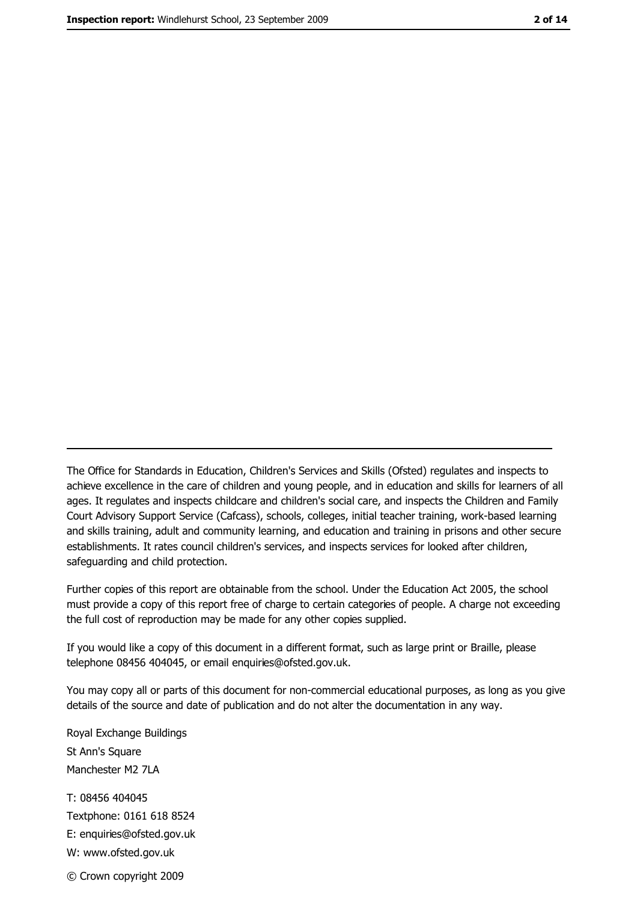The Office for Standards in Education, Children's Services and Skills (Ofsted) regulates and inspects to achieve excellence in the care of children and young people, and in education and skills for learners of all ages. It regulates and inspects childcare and children's social care, and inspects the Children and Family Court Advisory Support Service (Cafcass), schools, colleges, initial teacher training, work-based learning and skills training, adult and community learning, and education and training in prisons and other secure establishments. It rates council children's services, and inspects services for looked after children, safeguarding and child protection.

Further copies of this report are obtainable from the school. Under the Education Act 2005, the school must provide a copy of this report free of charge to certain categories of people. A charge not exceeding the full cost of reproduction may be made for any other copies supplied.

If you would like a copy of this document in a different format, such as large print or Braille, please telephone 08456 404045, or email enquiries@ofsted.gov.uk.

You may copy all or parts of this document for non-commercial educational purposes, as long as you give details of the source and date of publication and do not alter the documentation in any way.

Royal Exchange Buildings
St Ann's Square
Manchester M2 7LA

T: 08456 404045
Textphone: 0161 618 8524
E: enquiries@ofsted.gov.uk
W: www.ofsted.gov.uk

© Crown copyright 2009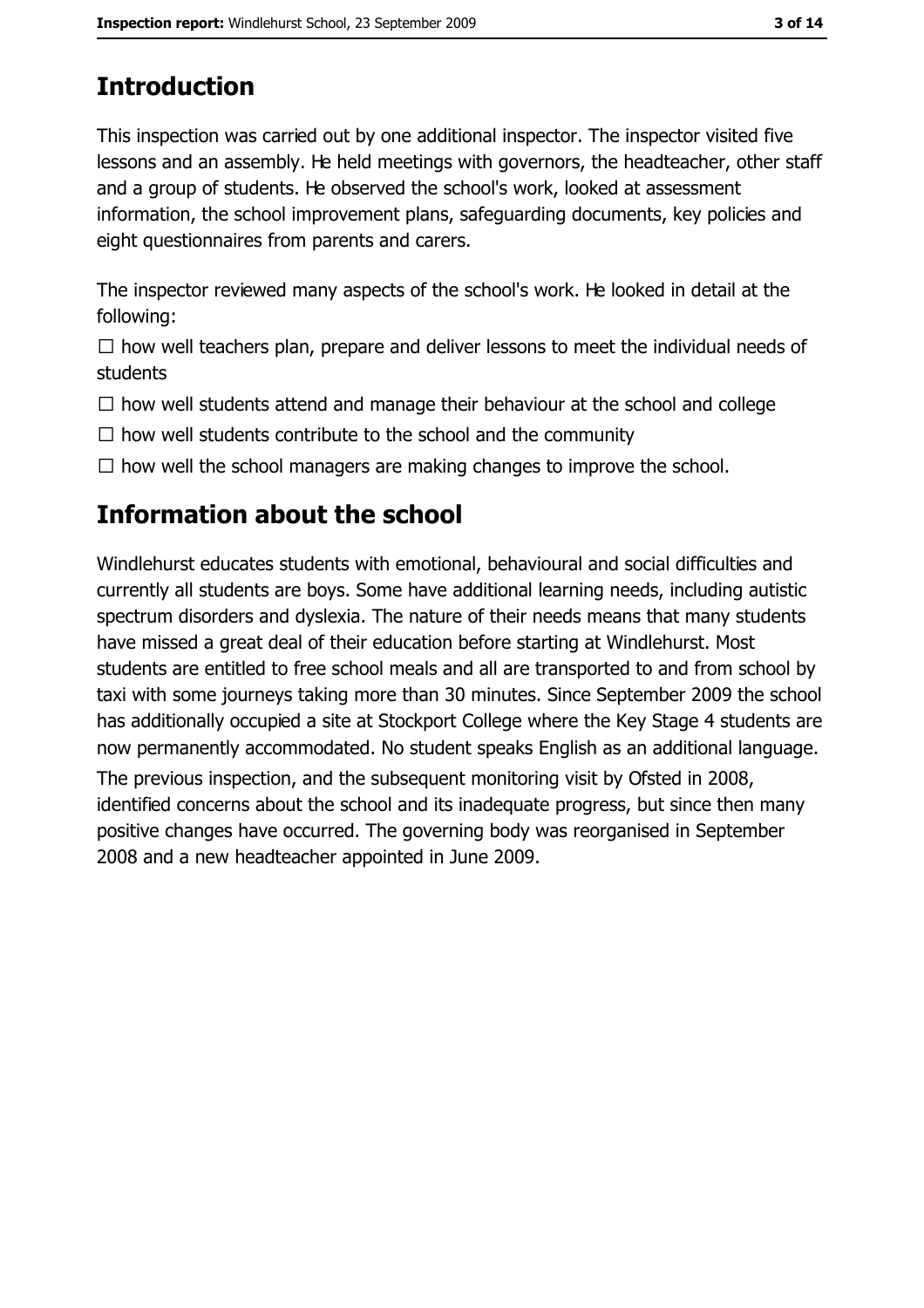## Introduction

This inspection was carried out by one additional inspector. The inspector visited five lessons and an assembly. He held meetings with governors, the headteacher, other staff and a group of students. He observed the school's work, looked at assessment information, the school improvement plans, safeguarding documents, key policies and eight questionnaires from parents and carers.

The inspector reviewed many aspects of the school's work. He looked in detail at the following:

- ☐ how well teachers plan, prepare and deliver lessons to meet the individual needs of students
- ☐ how well students attend and manage their behaviour at the school and college
- ☐ how well students contribute to the school and the community
- ☐ how well the school managers are making changes to improve the school.

## Information about the school

Windlehurst educates students with emotional, behavioural and social difficulties and currently all students are boys. Some have additional learning needs, including autistic spectrum disorders and dyslexia. The nature of their needs means that many students have missed a great deal of their education before starting at Windlehurst. Most students are entitled to free school meals and all are transported to and from school by taxi with some journeys taking more than 30 minutes. Since September 2009 the school has additionally occupied a site at Stockport College where the Key Stage 4 students are now permanently accommodated. No student speaks English as an additional language.

The previous inspection, and the subsequent monitoring visit by Ofsted in 2008, identified concerns about the school and its inadequate progress, but since then many positive changes have occurred. The governing body was reorganised in September 2008 and a new headteacher appointed in June 2009.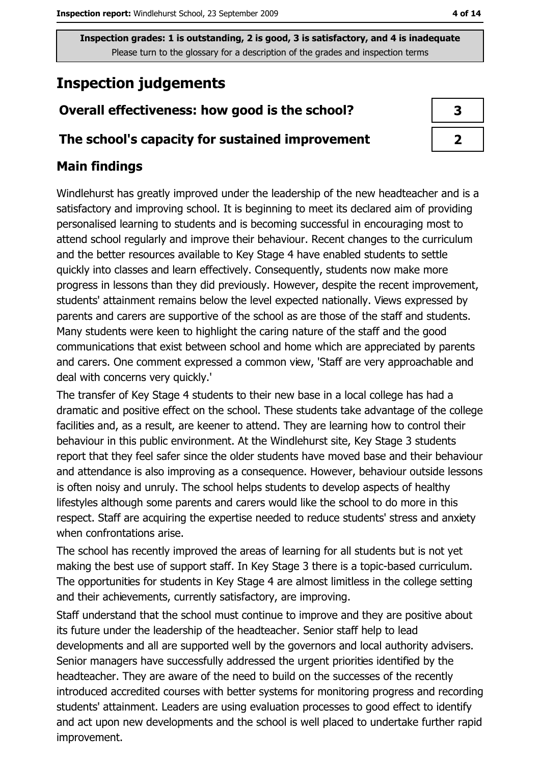Inspection grades: 1 is outstanding, 2 is good, 3 is satisfactory, and 4 is inadequate
Please turn to the glossary for a description of the grades and inspection terms

# Inspection judgements

| Overall effectiveness: how good is the school? | 3 |
| --- | --- |
| The school's capacity for sustained improvement | 2 |

## Main findings

Windlehurst has greatly improved under the leadership of the new headteacher and is a satisfactory and improving school. It is beginning to meet its declared aim of providing personalised learning to students and is becoming successful in encouraging most to attend school regularly and improve their behaviour. Recent changes to the curriculum and the better resources available to Key Stage 4 have enabled students to settle quickly into classes and learn effectively. Consequently, students now make more progress in lessons than they did previously. However, despite the recent improvement, students' attainment remains below the level expected nationally. Views expressed by parents and carers are supportive of the school as are those of the staff and students. Many students were keen to highlight the caring nature of the staff and the good communications that exist between school and home which are appreciated by parents and carers. One comment expressed a common view, 'Staff are very approachable and deal with concerns very quickly.'

The transfer of Key Stage 4 students to their new base in a local college has had a dramatic and positive effect on the school. These students take advantage of the college facilities and, as a result, are keener to attend. They are learning how to control their behaviour in this public environment. At the Windlehurst site, Key Stage 3 students report that they feel safer since the older students have moved base and their behaviour and attendance is also improving as a consequence. However, behaviour outside lessons is often noisy and unruly. The school helps students to develop aspects of healthy lifestyles although some parents and carers would like the school to do more in this respect. Staff are acquiring the expertise needed to reduce students' stress and anxiety when confrontations arise.

The school has recently improved the areas of learning for all students but is not yet making the best use of support staff. In Key Stage 3 there is a topic-based curriculum. The opportunities for students in Key Stage 4 are almost limitless in the college setting and their achievements, currently satisfactory, are improving.

Staff understand that the school must continue to improve and they are positive about its future under the leadership of the headteacher. Senior staff help to lead developments and all are supported well by the governors and local authority advisers. Senior managers have successfully addressed the urgent priorities identified by the headteacher. They are aware of the need to build on the successes of the recently introduced accredited courses with better systems for monitoring progress and recording students' attainment. Leaders are using evaluation processes to good effect to identify and act upon new developments and the school is well placed to undertake further rapid improvement.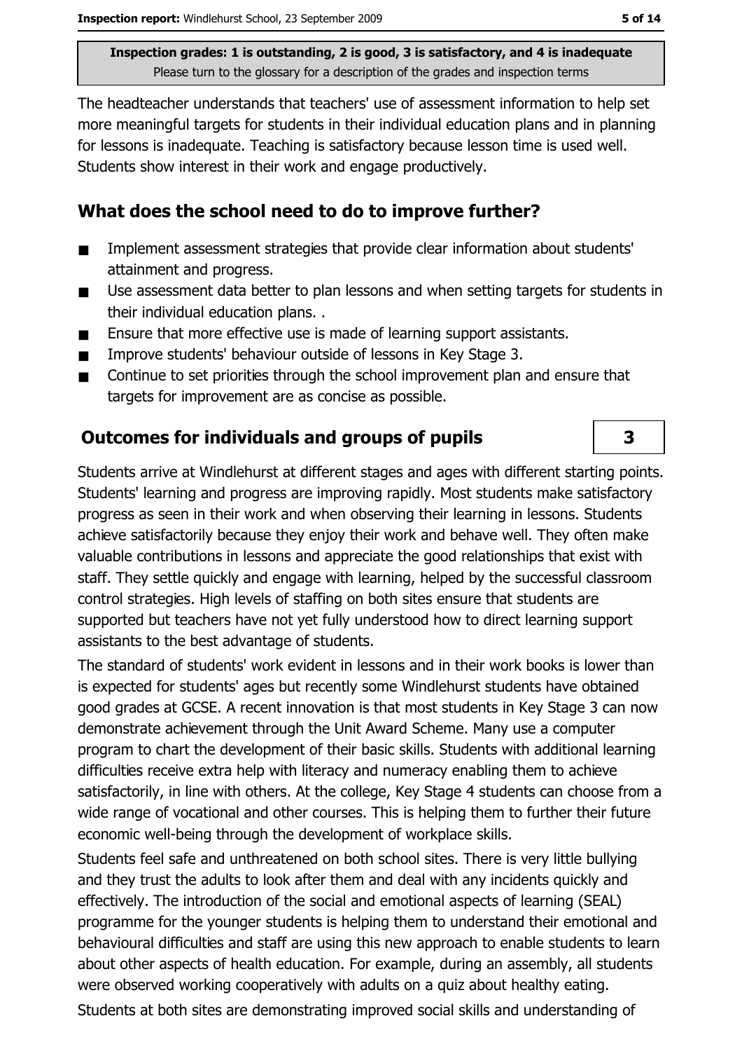Inspection grades: 1 is outstanding, 2 is good, 3 is satisfactory, and 4 is inadequate
Please turn to the glossary for a description of the grades and inspection terms

The headteacher understands that teachers' use of assessment information to help set more meaningful targets for students in their individual education plans and in planning for lessons is inadequate. Teaching is satisfactory because lesson time is used well. Students show interest in their work and engage productively.

## What does the school need to do to improve further?

- Implement assessment strategies that provide clear information about students' attainment and progress.
- Use assessment data better to plan lessons and when setting targets for students in their individual education plans. .
- Ensure that more effective use is made of learning support assistants.
- Improve students' behaviour outside of lessons in Key Stage 3.
- Continue to set priorities through the school improvement plan and ensure that targets for improvement are as concise as possible.

## Outcomes for individuals and groups of pupils

**3**

Students arrive at Windlehurst at different stages and ages with different starting points. Students' learning and progress are improving rapidly. Most students make satisfactory progress as seen in their work and when observing their learning in lessons. Students achieve satisfactorily because they enjoy their work and behave well. They often make valuable contributions in lessons and appreciate the good relationships that exist with staff. They settle quickly and engage with learning, helped by the successful classroom control strategies. High levels of staffing on both sites ensure that students are supported but teachers have not yet fully understood how to direct learning support assistants to the best advantage of students.

The standard of students' work evident in lessons and in their work books is lower than is expected for students' ages but recently some Windlehurst students have obtained good grades at GCSE. A recent innovation is that most students in Key Stage 3 can now demonstrate achievement through the Unit Award Scheme. Many use a computer program to chart the development of their basic skills. Students with additional learning difficulties receive extra help with literacy and numeracy enabling them to achieve satisfactorily, in line with others. At the college, Key Stage 4 students can choose from a wide range of vocational and other courses. This is helping them to further their future economic well-being through the development of workplace skills.

Students feel safe and unthreatened on both school sites. There is very little bullying and they trust the adults to look after them and deal with any incidents quickly and effectively. The introduction of the social and emotional aspects of learning (SEAL) programme for the younger students is helping them to understand their emotional and behavioural difficulties and staff are using this new approach to enable students to learn about other aspects of health education. For example, during an assembly, all students were observed working cooperatively with adults on a quiz about healthy eating.

Students at both sites are demonstrating improved social skills and understanding of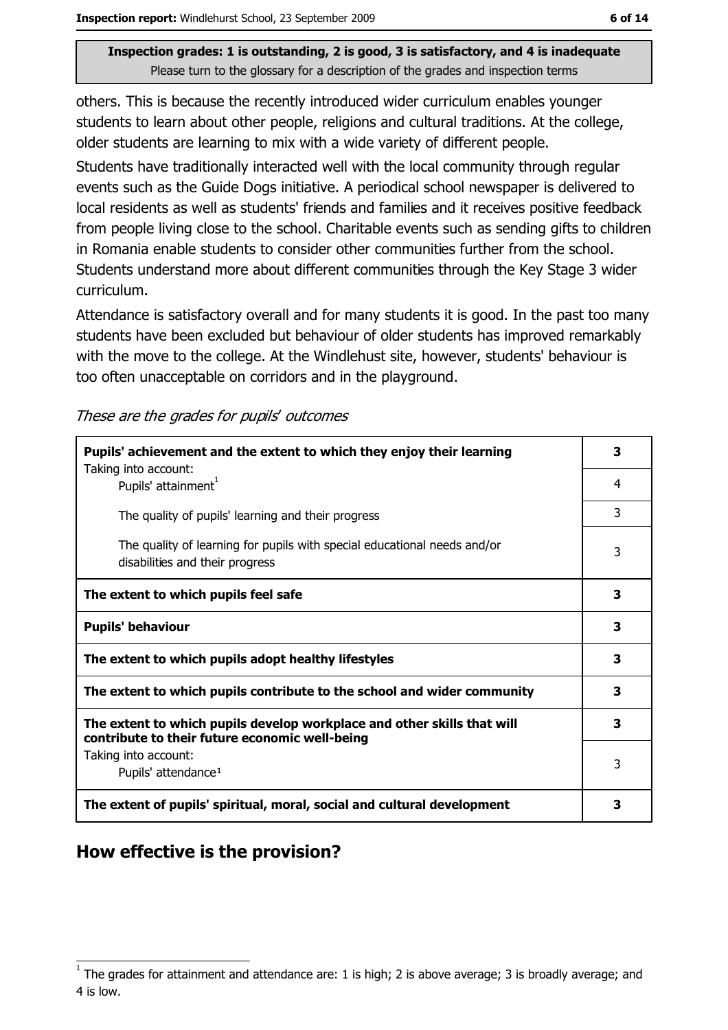**Inspection grades: 1 is outstanding, 2 is good, 3 is satisfactory, and 4 is inadequate**
Please turn to the glossary for a description of the grades and inspection terms

others. This is because the recently introduced wider curriculum enables younger students to learn about other people, religions and cultural traditions. At the college, older students are learning to mix with a wide variety of different people.

Students have traditionally interacted well with the local community through regular events such as the Guide Dogs initiative. A periodical school newspaper is delivered to local residents as well as students' friends and families and it receives positive feedback from people living close to the school. Charitable events such as sending gifts to children in Romania enable students to consider other communities further from the school. Students understand more about different communities through the Key Stage 3 wider curriculum.

Attendance is satisfactory overall and for many students it is good. In the past too many students have been excluded but behaviour of older students has improved remarkably with the move to the college. At the Windlehust site, however, students' behaviour is too often unacceptable on corridors and in the playground.

*These are the grades for pupils' outcomes*

| | |
|---|---|
| **Pupils' achievement and the extent to which they enjoy their learning** | **3** |
| Taking into account: Pupils' attainment[1] | 4 |
| The quality of pupils' learning and their progress | 3 |
| The quality of learning for pupils with special educational needs and/or disabilities and their progress | 3 |
| **The extent to which pupils feel safe** | **3** |
| **Pupils' behaviour** | **3** |
| **The extent to which pupils adopt healthy lifestyles** | **3** |
| **The extent to which pupils contribute to the school and wider community** | **3** |
| **The extent to which pupils develop workplace and other skills that will contribute to their future economic well-being** | **3** |
| Taking into account: Pupils' attendance[1] | 3 |
| **The extent of pupils' spiritual, moral, social and cultural development** | **3** |

## How effective is the provision?

[1] The grades for attainment and attendance are: 1 is high; 2 is above average; 3 is broadly average; and 4 is low.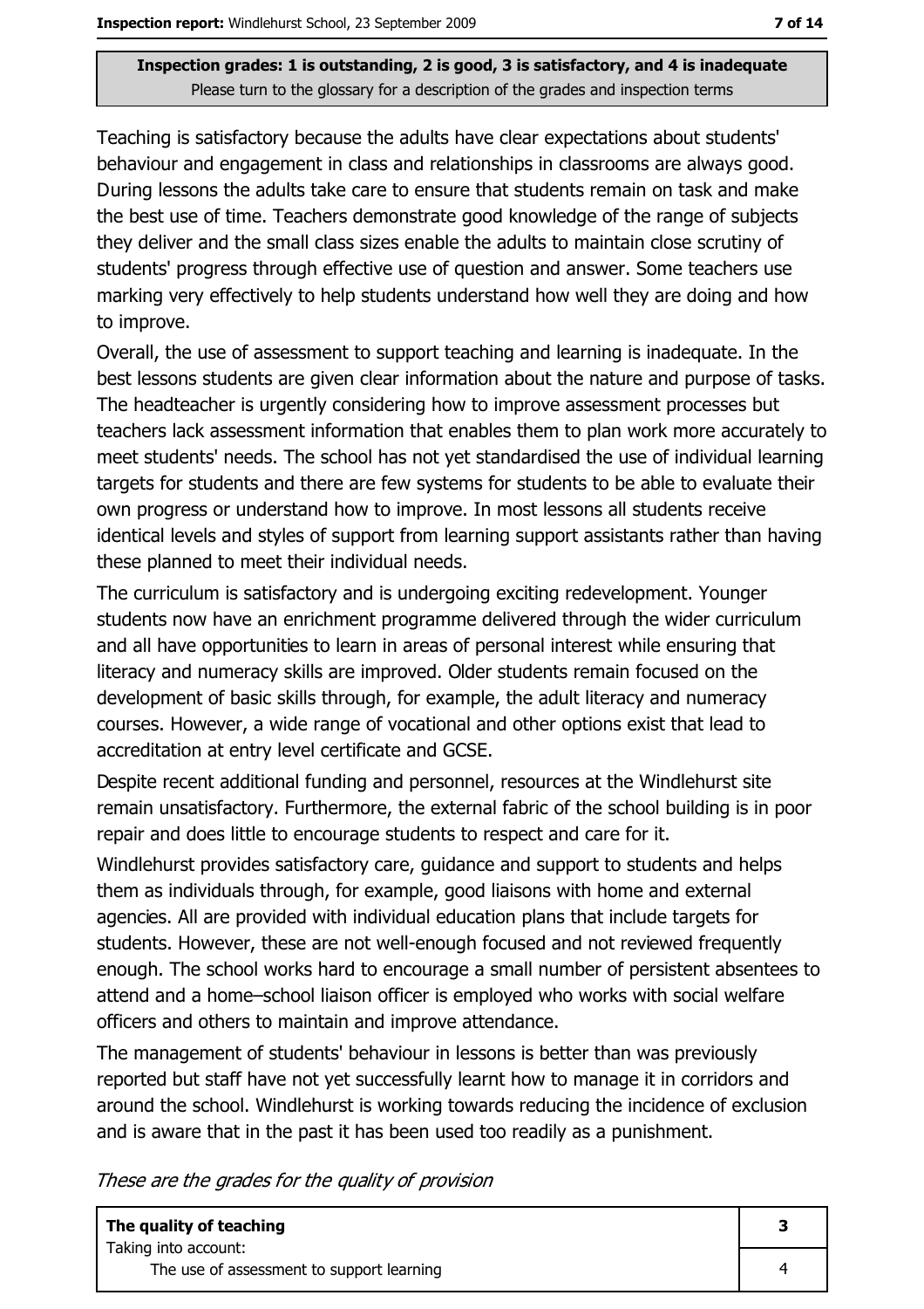**Inspection grades: 1 is outstanding, 2 is good, 3 is satisfactory, and 4 is inadequate**
Please turn to the glossary for a description of the grades and inspection terms

Teaching is satisfactory because the adults have clear expectations about students' behaviour and engagement in class and relationships in classrooms are always good. During lessons the adults take care to ensure that students remain on task and make the best use of time. Teachers demonstrate good knowledge of the range of subjects they deliver and the small class sizes enable the adults to maintain close scrutiny of students' progress through effective use of question and answer. Some teachers use marking very effectively to help students understand how well they are doing and how to improve.

Overall, the use of assessment to support teaching and learning is inadequate. In the best lessons students are given clear information about the nature and purpose of tasks. The headteacher is urgently considering how to improve assessment processes but teachers lack assessment information that enables them to plan work more accurately to meet students' needs. The school has not yet standardised the use of individual learning targets for students and there are few systems for students to be able to evaluate their own progress or understand how to improve. In most lessons all students receive identical levels and styles of support from learning support assistants rather than having these planned to meet their individual needs.

The curriculum is satisfactory and is undergoing exciting redevelopment. Younger students now have an enrichment programme delivered through the wider curriculum and all have opportunities to learn in areas of personal interest while ensuring that literacy and numeracy skills are improved. Older students remain focused on the development of basic skills through, for example, the adult literacy and numeracy courses. However, a wide range of vocational and other options exist that lead to accreditation at entry level certificate and GCSE.

Despite recent additional funding and personnel, resources at the Windlehurst site remain unsatisfactory. Furthermore, the external fabric of the school building is in poor repair and does little to encourage students to respect and care for it.

Windlehurst provides satisfactory care, guidance and support to students and helps them as individuals through, for example, good liaisons with home and external agencies. All are provided with individual education plans that include targets for students. However, these are not well-enough focused and not reviewed frequently enough. The school works hard to encourage a small number of persistent absentees to attend and a home–school liaison officer is employed who works with social welfare officers and others to maintain and improve attendance.

The management of students' behaviour in lessons is better than was previously reported but staff have not yet successfully learnt how to manage it in corridors and around the school. Windlehurst is working towards reducing the incidence of exclusion and is aware that in the past it has been used too readily as a punishment.

*These are the grades for the quality of provision*

| **The quality of teaching**<br>Taking into account: | **3** |
|---|---|
| The use of assessment to support learning | 4 |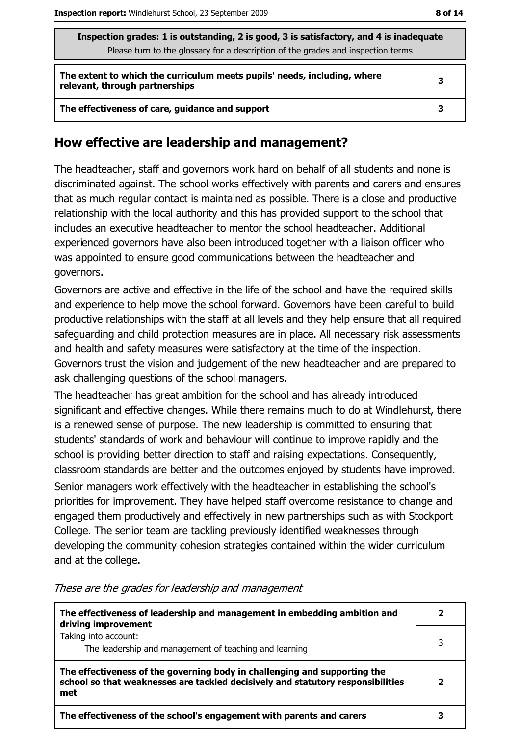| Inspection grades: 1 is outstanding, 2 is good, 3 is satisfactory, and 4 is inadequate<br>Please turn to the glossary for a description of the grades and inspection terms | |
|---|---|
| **The extent to which the curriculum meets pupils' needs, including, where relevant, through partnerships** | **3** |
| **The effectiveness of care, guidance and support** | **3** |

## How effective are leadership and management?

The headteacher, staff and governors work hard on behalf of all students and none is discriminated against. The school works effectively with parents and carers and ensures that as much regular contact is maintained as possible. There is a close and productive relationship with the local authority and this has provided support to the school that includes an executive headteacher to mentor the school headteacher. Additional experienced governors have also been introduced together with a liaison officer who was appointed to ensure good communications between the headteacher and governors.

Governors are active and effective in the life of the school and have the required skills and experience to help move the school forward. Governors have been careful to build productive relationships with the staff at all levels and they help ensure that all required safeguarding and child protection measures are in place. All necessary risk assessments and health and safety measures were satisfactory at the time of the inspection. Governors trust the vision and judgement of the new headteacher and are prepared to ask challenging questions of the school managers.

The headteacher has great ambition for the school and has already introduced significant and effective changes. While there remains much to do at Windlehurst, there is a renewed sense of purpose. The new leadership is committed to ensuring that students' standards of work and behaviour will continue to improve rapidly and the school is providing better direction to staff and raising expectations. Consequently, classroom standards are better and the outcomes enjoyed by students have improved.

Senior managers work effectively with the headteacher in establishing the school's priorities for improvement. They have helped staff overcome resistance to change and engaged them productively and effectively in new partnerships such as with Stockport College. The senior team are tackling previously identified weaknesses through developing the community cohesion strategies contained within the wider curriculum and at the college.

*These are the grades for leadership and management*

| | |
|---|---|
| **The effectiveness of leadership and management in embedding ambition and driving improvement** | **2** |
| Taking into account:<br>The leadership and management of teaching and learning | 3 |
| **The effectiveness of the governing body in challenging and supporting the school so that weaknesses are tackled decisively and statutory responsibilities met** | **2** |
| **The effectiveness of the school's engagement with parents and carers** | **3** |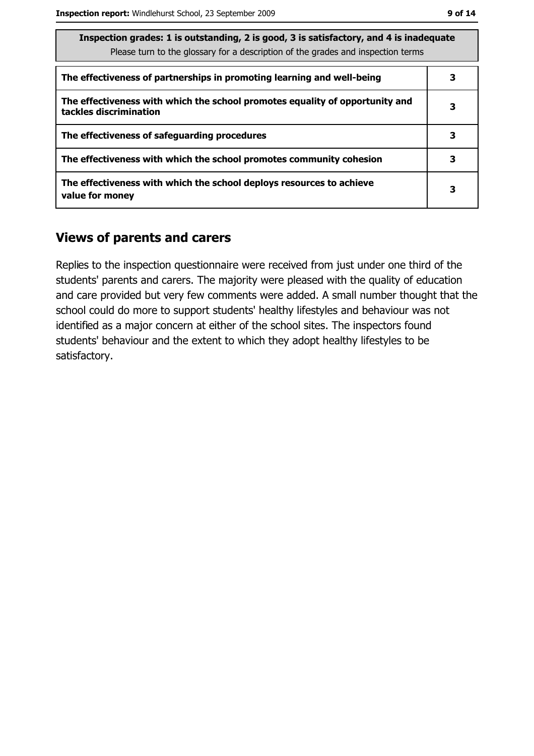| Inspection grades: 1 is outstanding, 2 is good, 3 is satisfactory, and 4 is inadequate<br>Please turn to the glossary for a description of the grades and inspection terms | |
|---|---|
| The effectiveness of partnerships in promoting learning and well-being | 3 |
| The effectiveness with which the school promotes equality of opportunity and tackles discrimination | 3 |
| The effectiveness of safeguarding procedures | 3 |
| The effectiveness with which the school promotes community cohesion | 3 |
| The effectiveness with which the school deploys resources to achieve value for money | 3 |

## Views of parents and carers

Replies to the inspection questionnaire were received from just under one third of the students' parents and carers. The majority were pleased with the quality of education and care provided but very few comments were added. A small number thought that the school could do more to support students' healthy lifestyles and behaviour was not identified as a major concern at either of the school sites. The inspectors found students' behaviour and the extent to which they adopt healthy lifestyles to be satisfactory.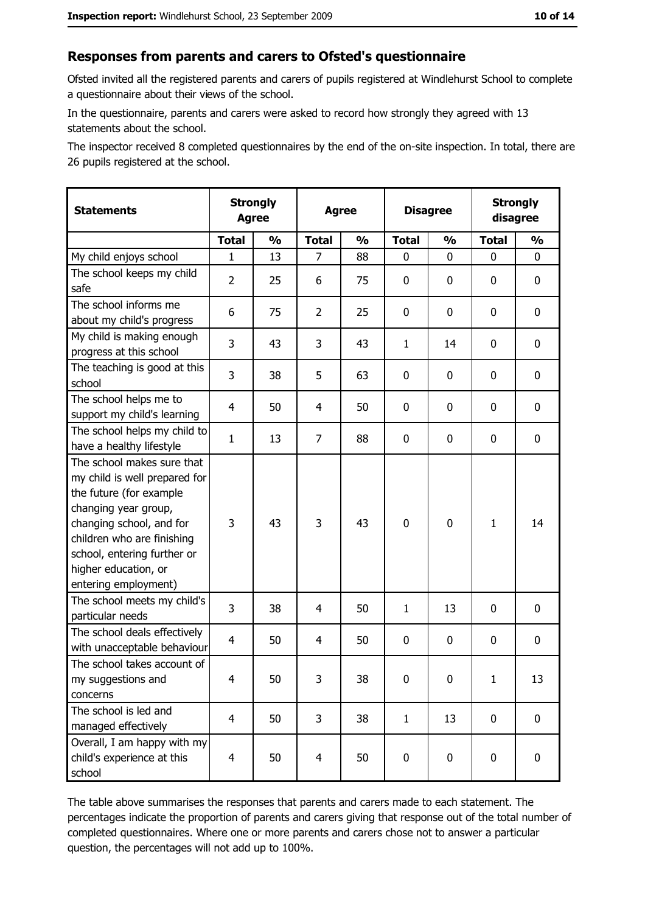## Responses from parents and carers to Ofsted's questionnaire

Ofsted invited all the registered parents and carers of pupils registered at Windlehurst School to complete a questionnaire about their views of the school.

In the questionnaire, parents and carers were asked to record how strongly they agreed with 13 statements about the school.

The inspector received 8 completed questionnaires by the end of the on-site inspection. In total, there are 26 pupils registered at the school.

| Statements | Strongly Agree | | Agree | | Disagree | | Strongly disagree | |
|---|---|---|---|---|---|---|---|---|
| | Total | % | Total | % | Total | % | Total | % |
| My child enjoys school | 1 | 13 | 7 | 88 | 0 | 0 | 0 | 0 |
| The school keeps my child safe | 2 | 25 | 6 | 75 | 0 | 0 | 0 | 0 |
| The school informs me about my child's progress | 6 | 75 | 2 | 25 | 0 | 0 | 0 | 0 |
| My child is making enough progress at this school | 3 | 43 | 3 | 43 | 1 | 14 | 0 | 0 |
| The teaching is good at this school | 3 | 38 | 5 | 63 | 0 | 0 | 0 | 0 |
| The school helps me to support my child's learning | 4 | 50 | 4 | 50 | 0 | 0 | 0 | 0 |
| The school helps my child to have a healthy lifestyle | 1 | 13 | 7 | 88 | 0 | 0 | 0 | 0 |
| The school makes sure that my child is well prepared for the future (for example changing year group, changing school, and for children who are finishing school, entering further or higher education, or entering employment) | 3 | 43 | 3 | 43 | 0 | 0 | 1 | 14 |
| The school meets my child's particular needs | 3 | 38 | 4 | 50 | 1 | 13 | 0 | 0 |
| The school deals effectively with unacceptable behaviour | 4 | 50 | 4 | 50 | 0 | 0 | 0 | 0 |
| The school takes account of my suggestions and concerns | 4 | 50 | 3 | 38 | 0 | 0 | 1 | 13 |
| The school is led and managed effectively | 4 | 50 | 3 | 38 | 1 | 13 | 0 | 0 |
| Overall, I am happy with my child's experience at this school | 4 | 50 | 4 | 50 | 0 | 0 | 0 | 0 |

The table above summarises the responses that parents and carers made to each statement. The percentages indicate the proportion of parents and carers giving that response out of the total number of completed questionnaires. Where one or more parents and carers chose not to answer a particular question, the percentages will not add up to 100%.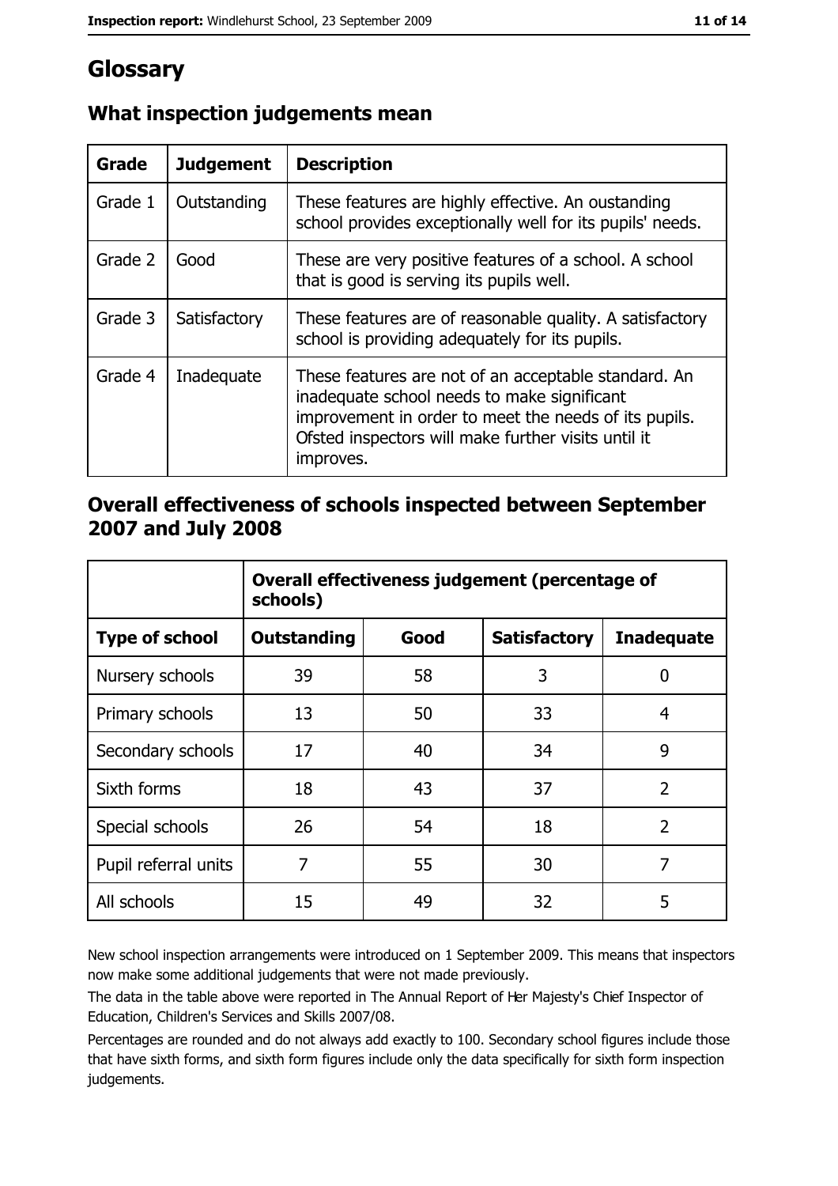# Glossary

## What inspection judgements mean

| Grade | Judgement | Description |
|---|---|---|
| Grade 1 | Outstanding | These features are highly effective. An oustanding school provides exceptionally well for its pupils' needs. |
| Grade 2 | Good | These are very positive features of a school. A school that is good is serving its pupils well. |
| Grade 3 | Satisfactory | These features are of reasonable quality. A satisfactory school is providing adequately for its pupils. |
| Grade 4 | Inadequate | These features are not of an acceptable standard. An inadequate school needs to make significant improvement in order to meet the needs of its pupils. Ofsted inspectors will make further visits until it improves. |

## Overall effectiveness of schools inspected between September 2007 and July 2008

| | Overall effectiveness judgement (percentage of schools) | | | |
|---|---|---|---|---|
| **Type of school** | **Outstanding** | **Good** | **Satisfactory** | **Inadequate** |
| Nursery schools | 39 | 58 | 3 | 0 |
| Primary schools | 13 | 50 | 33 | 4 |
| Secondary schools | 17 | 40 | 34 | 9 |
| Sixth forms | 18 | 43 | 37 | 2 |
| Special schools | 26 | 54 | 18 | 2 |
| Pupil referral units | 7 | 55 | 30 | 7 |
| All schools | 15 | 49 | 32 | 5 |

New school inspection arrangements were introduced on 1 September 2009. This means that inspectors now make some additional judgements that were not made previously.

The data in the table above were reported in The Annual Report of Her Majesty's Chief Inspector of Education, Children's Services and Skills 2007/08.

Percentages are rounded and do not always add exactly to 100. Secondary school figures include those that have sixth forms, and sixth form figures include only the data specifically for sixth form inspection judgements.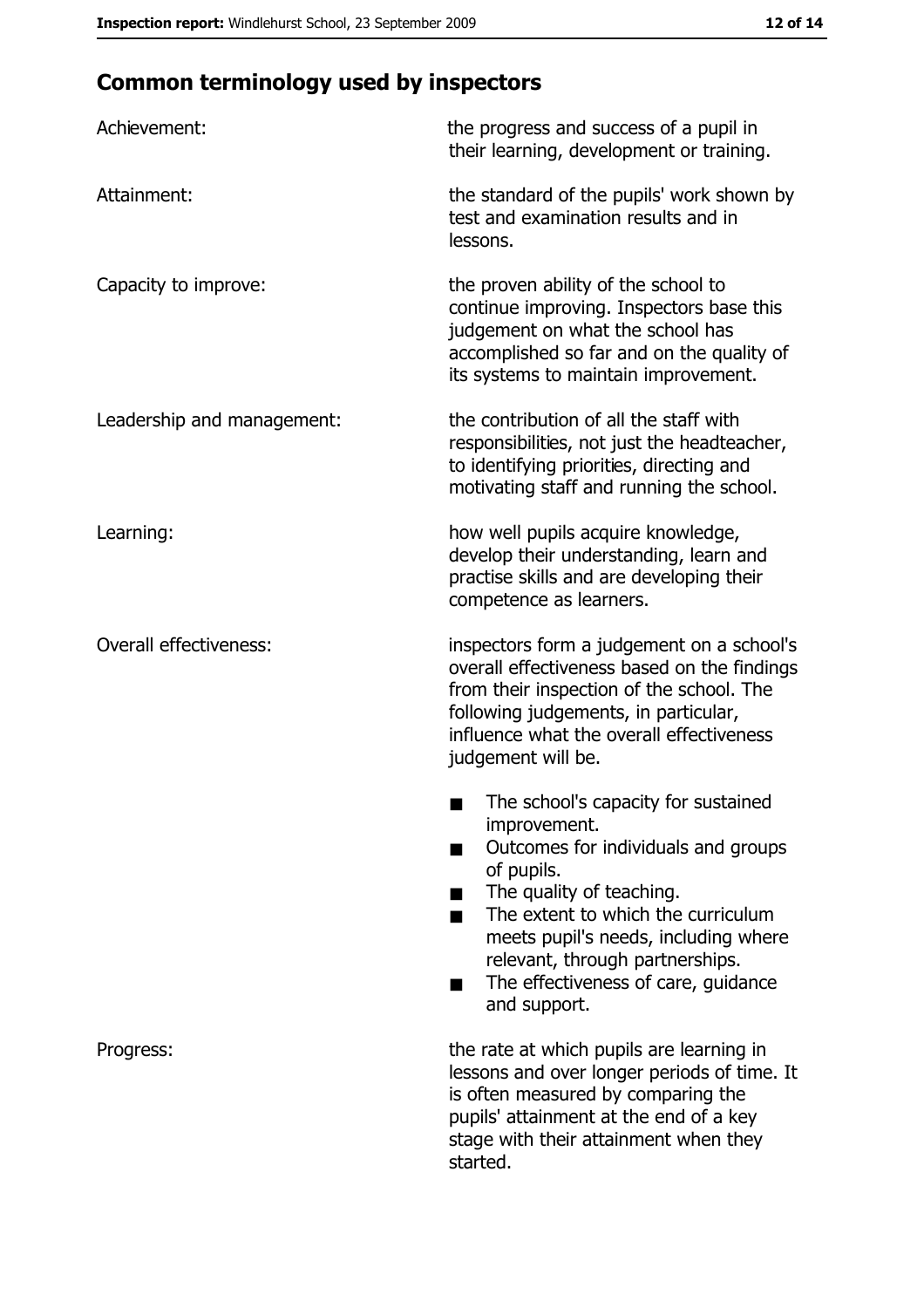## Common terminology used by inspectors

| | |
|---|---|
| Achievement: | the progress and success of a pupil in their learning, development or training. |
| Attainment: | the standard of the pupils' work shown by test and examination results and in lessons. |
| Capacity to improve: | the proven ability of the school to continue improving. Inspectors base this judgement on what the school has accomplished so far and on the quality of its systems to maintain improvement. |
| Leadership and management: | the contribution of all the staff with responsibilities, not just the headteacher, to identifying priorities, directing and motivating staff and running the school. |
| Learning: | how well pupils acquire knowledge, develop their understanding, learn and practise skills and are developing their competence as learners. |
| Overall effectiveness: | inspectors form a judgement on a school's overall effectiveness based on the findings from their inspection of the school. The following judgements, in particular, influence what the overall effectiveness judgement will be.<br>■ The school's capacity for sustained improvement.<br>■ Outcomes for individuals and groups of pupils.<br>■ The quality of teaching.<br>■ The extent to which the curriculum meets pupil's needs, including where relevant, through partnerships.<br>■ The effectiveness of care, guidance and support. |
| Progress: | the rate at which pupils are learning in lessons and over longer periods of time. It is often measured by comparing the pupils' attainment at the end of a key stage with their attainment when they started. |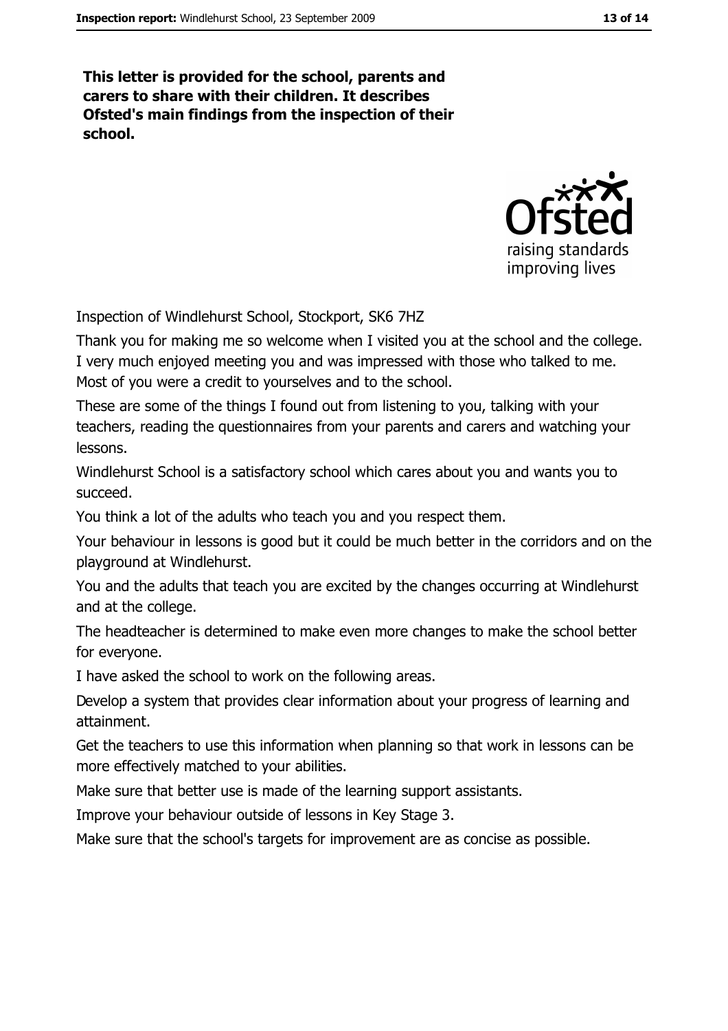**This letter is provided for the school, parents and carers to share with their children. It describes Ofsted's main findings from the inspection of their school.**

Inspection of Windlehurst School, Stockport, SK6 7HZ

Thank you for making me so welcome when I visited you at the school and the college. I very much enjoyed meeting you and was impressed with those who talked to me. Most of you were a credit to yourselves and to the school.

These are some of the things I found out from listening to you, talking with your teachers, reading the questionnaires from your parents and carers and watching your lessons.

Windlehurst School is a satisfactory school which cares about you and wants you to succeed.

You think a lot of the adults who teach you and you respect them.

Your behaviour in lessons is good but it could be much better in the corridors and on the playground at Windlehurst.

You and the adults that teach you are excited by the changes occurring at Windlehurst and at the college.

The headteacher is determined to make even more changes to make the school better for everyone.

I have asked the school to work on the following areas.

Develop a system that provides clear information about your progress of learning and attainment.

Get the teachers to use this information when planning so that work in lessons can be more effectively matched to your abilities.

Make sure that better use is made of the learning support assistants.

Improve your behaviour outside of lessons in Key Stage 3.

Make sure that the school's targets for improvement are as concise as possible.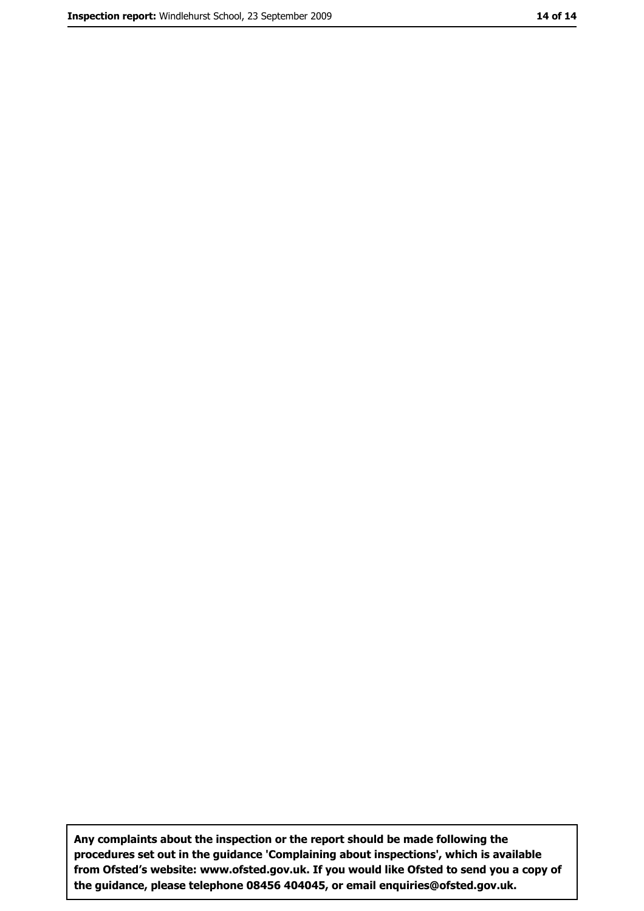**Any complaints about the inspection or the report should be made following the procedures set out in the guidance 'Complaining about inspections', which is available from Ofsted's website: www.ofsted.gov.uk. If you would like Ofsted to send you a copy of the guidance, please telephone 08456 404045, or email enquiries@ofsted.gov.uk.**